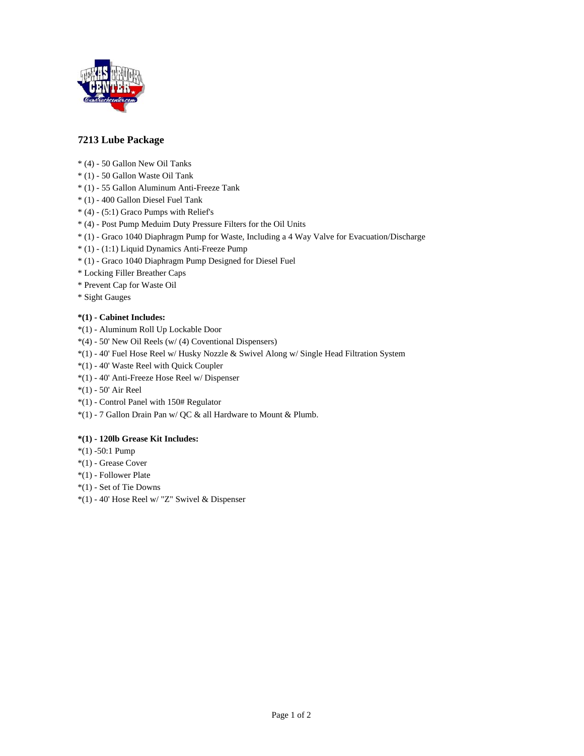## 7213 Lube Package

* (4) - 50 Gallon New Oil Tanks
* (1) - 50 Gallon Waste Oil Tank
* (1) - 55 Gallon Aluminum Anti-Freeze Tank
* (1) - 400 Gallon Diesel Fuel Tank
* (4) - (5:1) Graco Pumps with Relief's
* (4) - Post Pump Meduim Duty Pressure Filters for the Oil Units
* (1) - Graco 1040 Diaphragm Pump for Waste, Including a 4 Way Valve for Evacuation/Discharge
* (1) - (1:1) Liquid Dynamics Anti-Freeze Pump
* (1) - Graco 1040 Diaphragm Pump Designed for Diesel Fuel
* Locking Filler Breather Caps
* Prevent Cap for Waste Oil
* Sight Gauges

**\*(1) - Cabinet Includes:**

*(1) - Aluminum Roll Up Lockable Door
*(4) - 50' New Oil Reels (w/ (4) Coventional Dispensers)
*(1) - 40' Fuel Hose Reel w/ Husky Nozzle & Swivel Along w/ Single Head Filtration System
*(1) - 40' Waste Reel with Quick Coupler
*(1) - 40' Anti-Freeze Hose Reel w/ Dispenser
*(1) - 50' Air Reel
*(1) - Control Panel with 150# Regulator
*(1) - 7 Gallon Drain Pan w/ QC & all Hardware to Mount & Plumb.

**\*(1) - 120lb Grease Kit Includes:**

*(1) -50:1 Pump
*(1) - Grease Cover
*(1) - Follower Plate
*(1) - Set of Tie Downs
*(1) - 40' Hose Reel w/ "Z" Swivel & Dispenser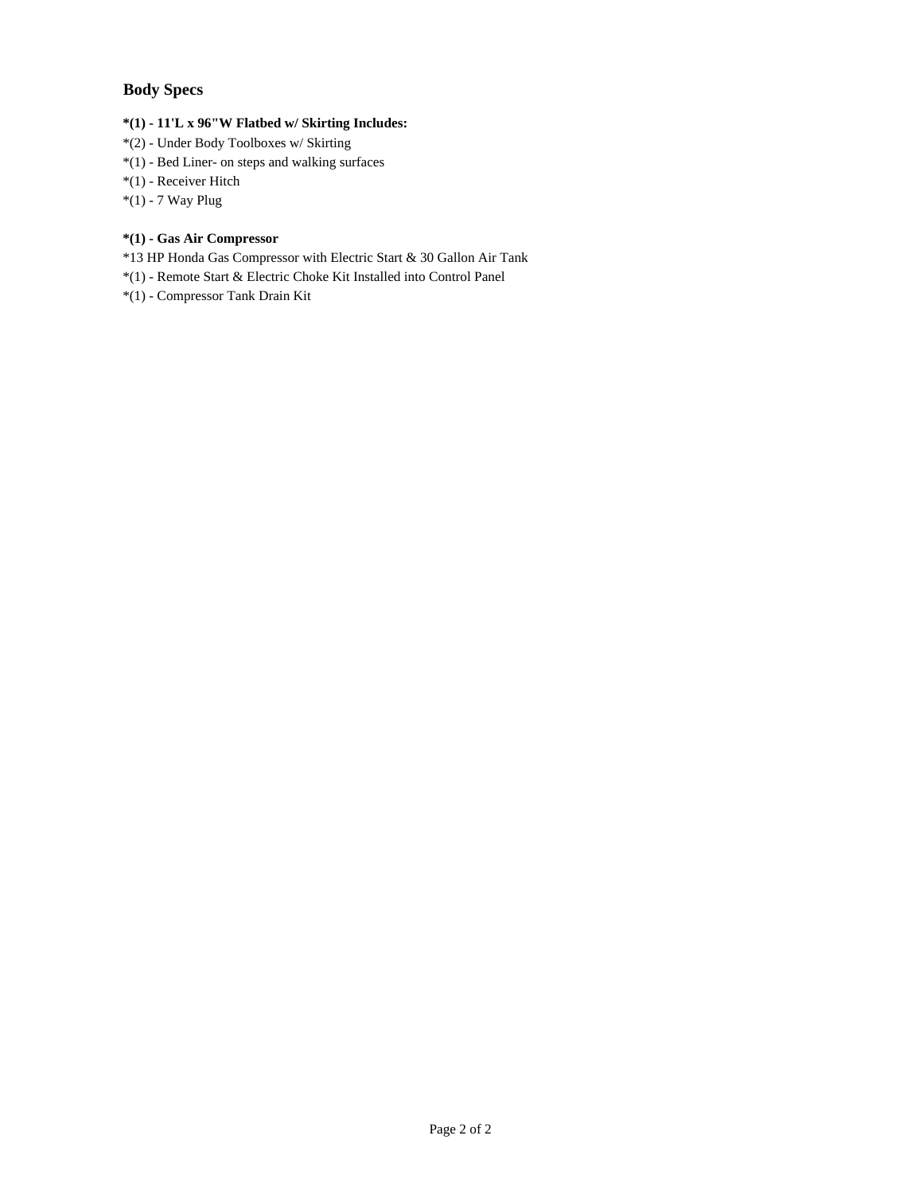## Body Specs

**\*(1) - 11'L x 96"W Flatbed w/ Skirting Includes:**

*(2) - Under Body Toolboxes w/ Skirting

*(1) - Bed Liner- on steps and walking surfaces

*(1) - Receiver Hitch

*(1) - 7 Way Plug

**\*(1) - Gas Air Compressor**

*13 HP Honda Gas Compressor with Electric Start & 30 Gallon Air Tank

*(1) - Remote Start & Electric Choke Kit Installed into Control Panel

*(1) - Compressor Tank Drain Kit